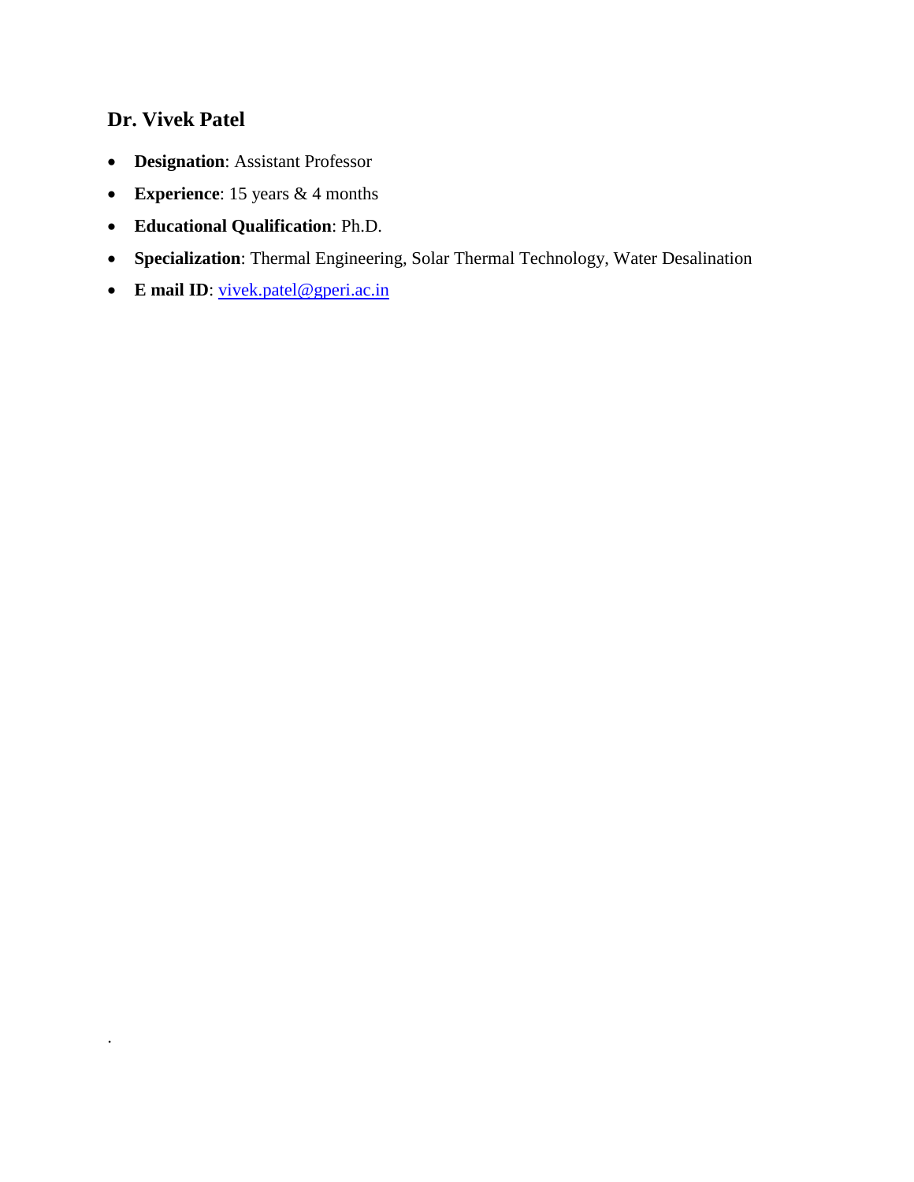## Dr. Vivek Patel

- **Designation**: Assistant Professor
- **Experience**: 15 years & 4 months
- **Educational Qualification**: Ph.D.
- **Specialization**: Thermal Engineering, Solar Thermal Technology, Water Desalination
- **E mail ID**: [vivek.patel@gperi.ac.in](mailto:vivek.patel@gperi.ac.in)

.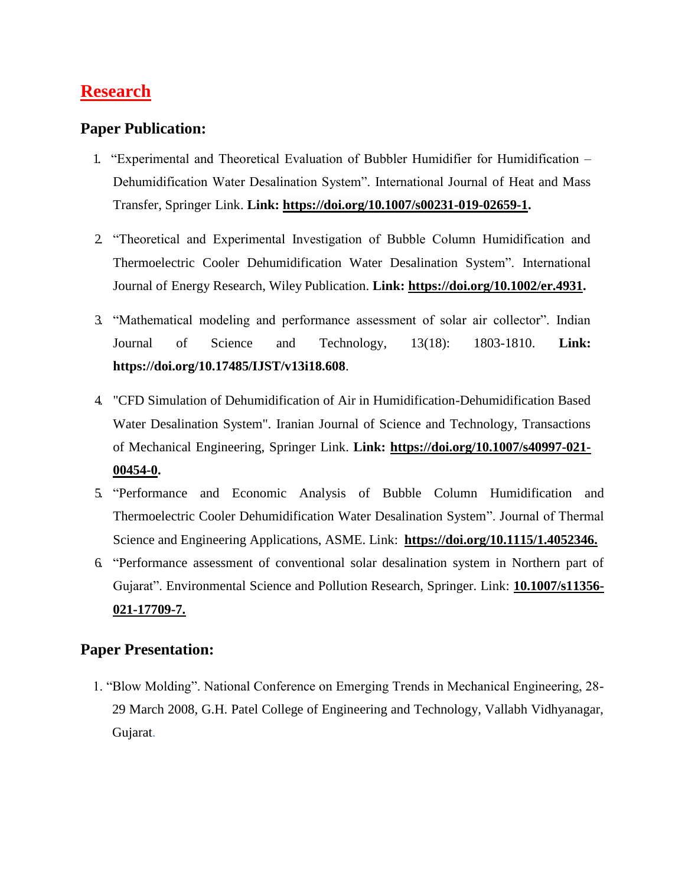# Research

## Paper Publication:

1. "Experimental and Theoretical Evaluation of Bubbler Humidifier for Humidification – Dehumidification Water Desalination System". International Journal of Heat and Mass Transfer, Springer Link. **Link: https://doi.org/10.1007/s00231-019-02659-1.**

2. "Theoretical and Experimental Investigation of Bubble Column Humidification and Thermoelectric Cooler Dehumidification Water Desalination System". International Journal of Energy Research, Wiley Publication. **Link: https://doi.org/10.1002/er.4931.**

3. "Mathematical modeling and performance assessment of solar air collector". Indian Journal of Science and Technology, 13(18): 1803-1810. **Link: https://doi.org/10.17485/IJST/v13i18.608**.

4. "CFD Simulation of Dehumidification of Air in Humidification-Dehumidification Based Water Desalination System". Iranian Journal of Science and Technology, Transactions of Mechanical Engineering, Springer Link. **Link: https://doi.org/10.1007/s40997-021-00454-0.**

5. "Performance and Economic Analysis of Bubble Column Humidification and Thermoelectric Cooler Dehumidification Water Desalination System". Journal of Thermal Science and Engineering Applications, ASME. Link: **https://doi.org/10.1115/1.4052346.**

6. "Performance assessment of conventional solar desalination system in Northern part of Gujarat". Environmental Science and Pollution Research, Springer. Link: **10.1007/s11356-021-17709-7.**

## Paper Presentation:

1. "Blow Molding". National Conference on Emerging Trends in Mechanical Engineering, 28-29 March 2008, G.H. Patel College of Engineering and Technology, Vallabh Vidhyanagar, Gujarat.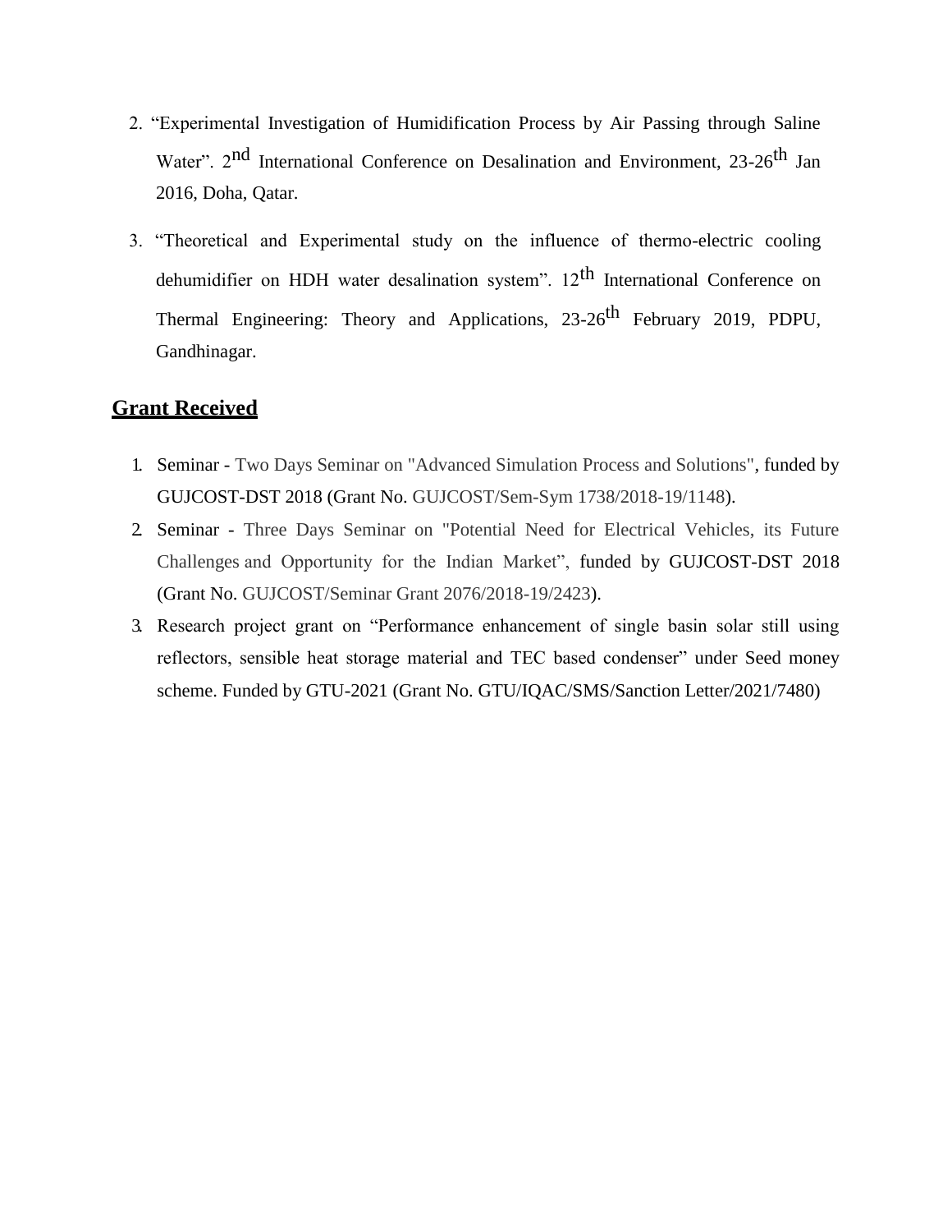2. "Experimental Investigation of Humidification Process by Air Passing through Saline Water". 2$^{nd}$ International Conference on Desalination and Environment, 23-26$^{th}$ Jan 2016, Doha, Qatar.

3. "Theoretical and Experimental study on the influence of thermo-electric cooling dehumidifier on HDH water desalination system". 12$^{th}$ International Conference on Thermal Engineering: Theory and Applications, 23-26$^{th}$ February 2019, PDPU, Gandhinagar.

## **Grant Received**

1. Seminar - Two Days Seminar on "Advanced Simulation Process and Solutions", funded by GUJCOST-DST 2018 (Grant No. GUJCOST/Sem-Sym 1738/2018-19/1148).
2. Seminar - Three Days Seminar on "Potential Need for Electrical Vehicles, its Future Challenges and Opportunity for the Indian Market", funded by GUJCOST-DST 2018 (Grant No. GUJCOST/Seminar Grant 2076/2018-19/2423).
3. Research project grant on "Performance enhancement of single basin solar still using reflectors, sensible heat storage material and TEC based condenser" under Seed money scheme. Funded by GTU-2021 (Grant No. GTU/IQAC/SMS/Sanction Letter/2021/7480)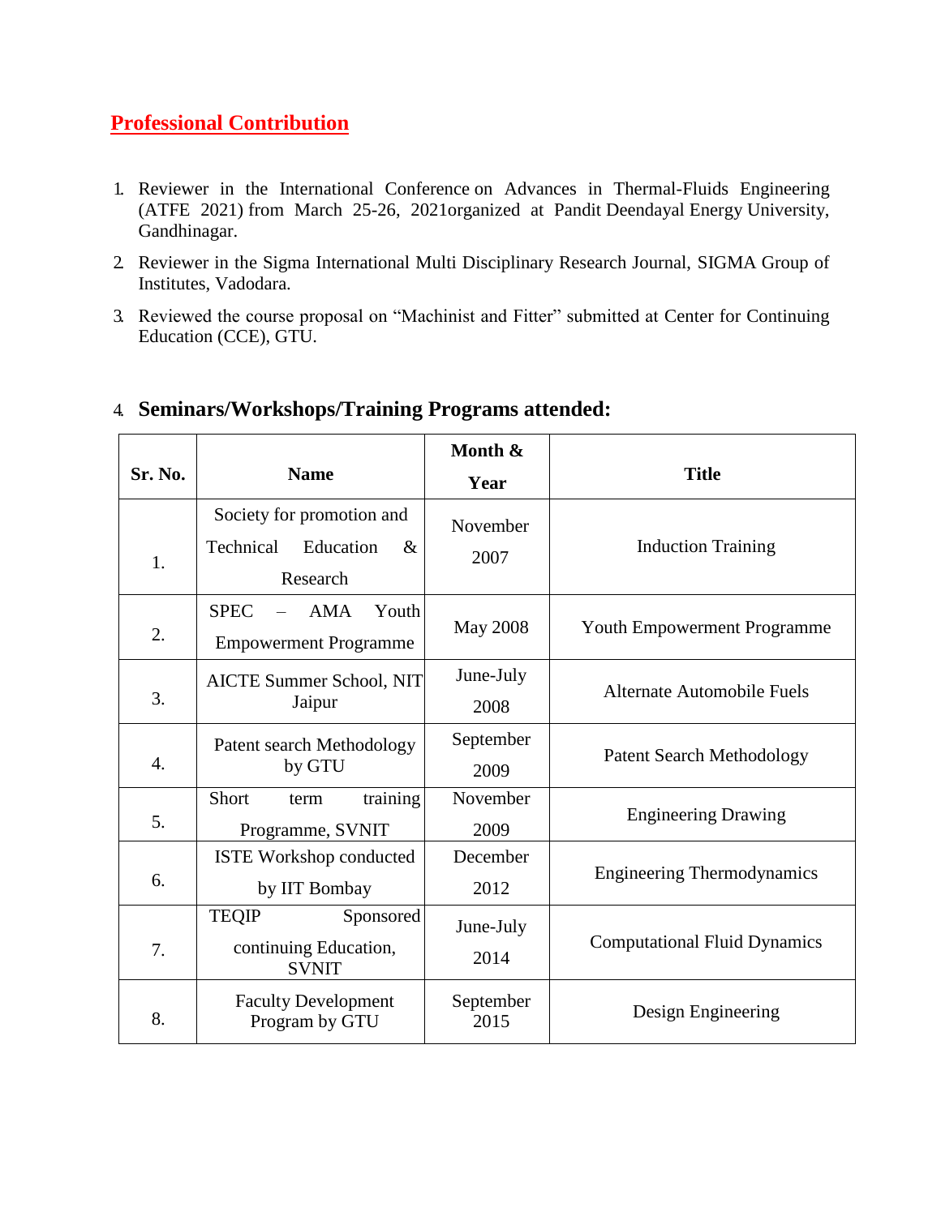## Professional Contribution

1. Reviewer in the International Conference on Advances in Thermal-Fluids Engineering (ATFE 2021) from March 25-26, 2021organized at Pandit Deendayal Energy University, Gandhinagar.
2. Reviewer in the Sigma International Multi Disciplinary Research Journal, SIGMA Group of Institutes, Vadodara.
3. Reviewed the course proposal on "Machinist and Fitter" submitted at Center for Continuing Education (CCE), GTU.
4. **Seminars/Workshops/Training Programs attended:**

| Sr. No. | Name | Month & Year | Title |
|---|---|---|---|
| 1. | Society for promotion and Technical Education & Research | November 2007 | Induction Training |
| 2. | SPEC – AMA Youth Empowerment Programme | May 2008 | Youth Empowerment Programme |
| 3. | AICTE Summer School, NIT Jaipur | June-July 2008 | Alternate Automobile Fuels |
| 4. | Patent search Methodology by GTU | September 2009 | Patent Search Methodology |
| 5. | Short term training Programme, SVNIT | November 2009 | Engineering Drawing |
| 6. | ISTE Workshop conducted by IIT Bombay | December 2012 | Engineering Thermodynamics |
| 7. | TEQIP Sponsored continuing Education, SVNIT | June-July 2014 | Computational Fluid Dynamics |
| 8. | Faculty Development Program by GTU | September 2015 | Design Engineering |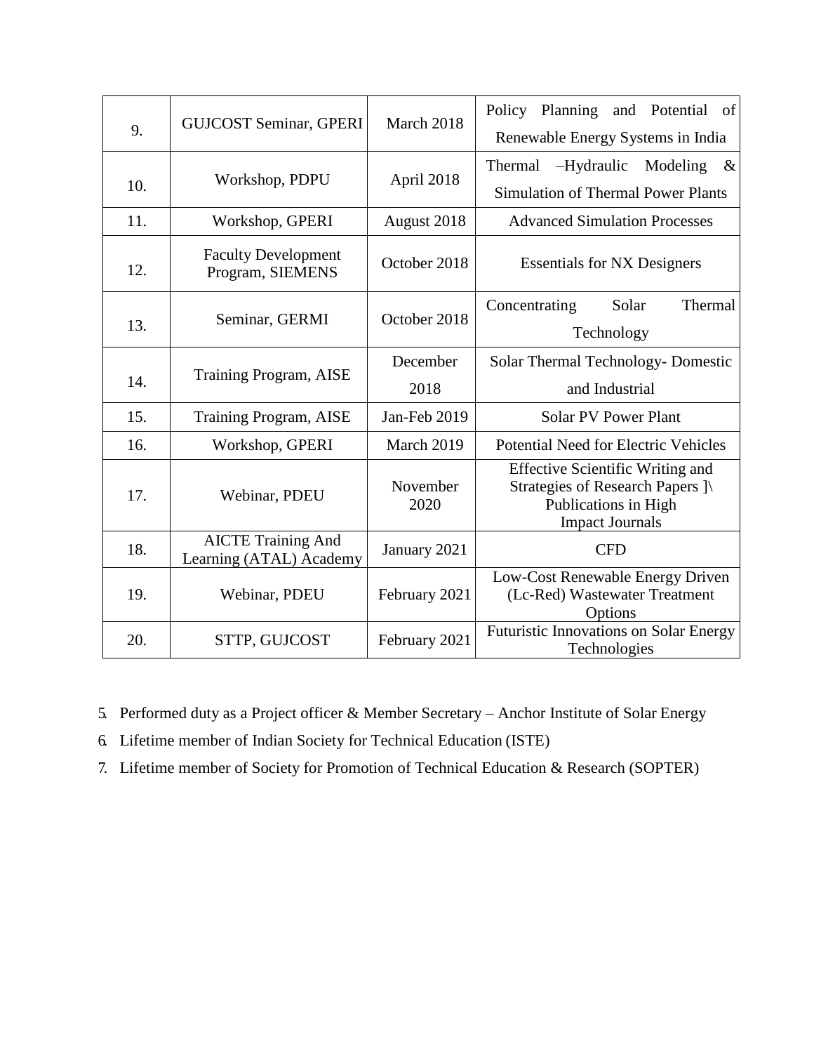| 9. | GUJCOST Seminar, GPERI | March 2018 | Policy Planning and Potential of Renewable Energy Systems in India |
|---|---|---|---|
| 10. | Workshop, PDPU | April 2018 | Thermal –Hydraulic Modeling & Simulation of Thermal Power Plants |
| 11. | Workshop, GPERI | August 2018 | Advanced Simulation Processes |
| 12. | Faculty Development Program, SIEMENS | October 2018 | Essentials for NX Designers |
| 13. | Seminar, GERMI | October 2018 | Concentrating Solar Thermal Technology |
| 14. | Training Program, AISE | December 2018 | Solar Thermal Technology- Domestic and Industrial |
| 15. | Training Program, AISE | Jan-Feb 2019 | Solar PV Power Plant |
| 16. | Workshop, GPERI | March 2019 | Potential Need for Electric Vehicles |
| 17. | Webinar, PDEU | November 2020 | Effective Scientific Writing and Strategies of Research Papers ]\ Publications in High Impact Journals |
| 18. | AICTE Training And Learning (ATAL) Academy | January 2021 | CFD |
| 19. | Webinar, PDEU | February 2021 | Low-Cost Renewable Energy Driven (Lc-Red) Wastewater Treatment Options |
| 20. | STTP, GUJCOST | February 2021 | Futuristic Innovations on Solar Energy Technologies |

5. Performed duty as a Project officer & Member Secretary – Anchor Institute of Solar Energy
6. Lifetime member of Indian Society for Technical Education (ISTE)
7. Lifetime member of Society for Promotion of Technical Education & Research (SOPTER)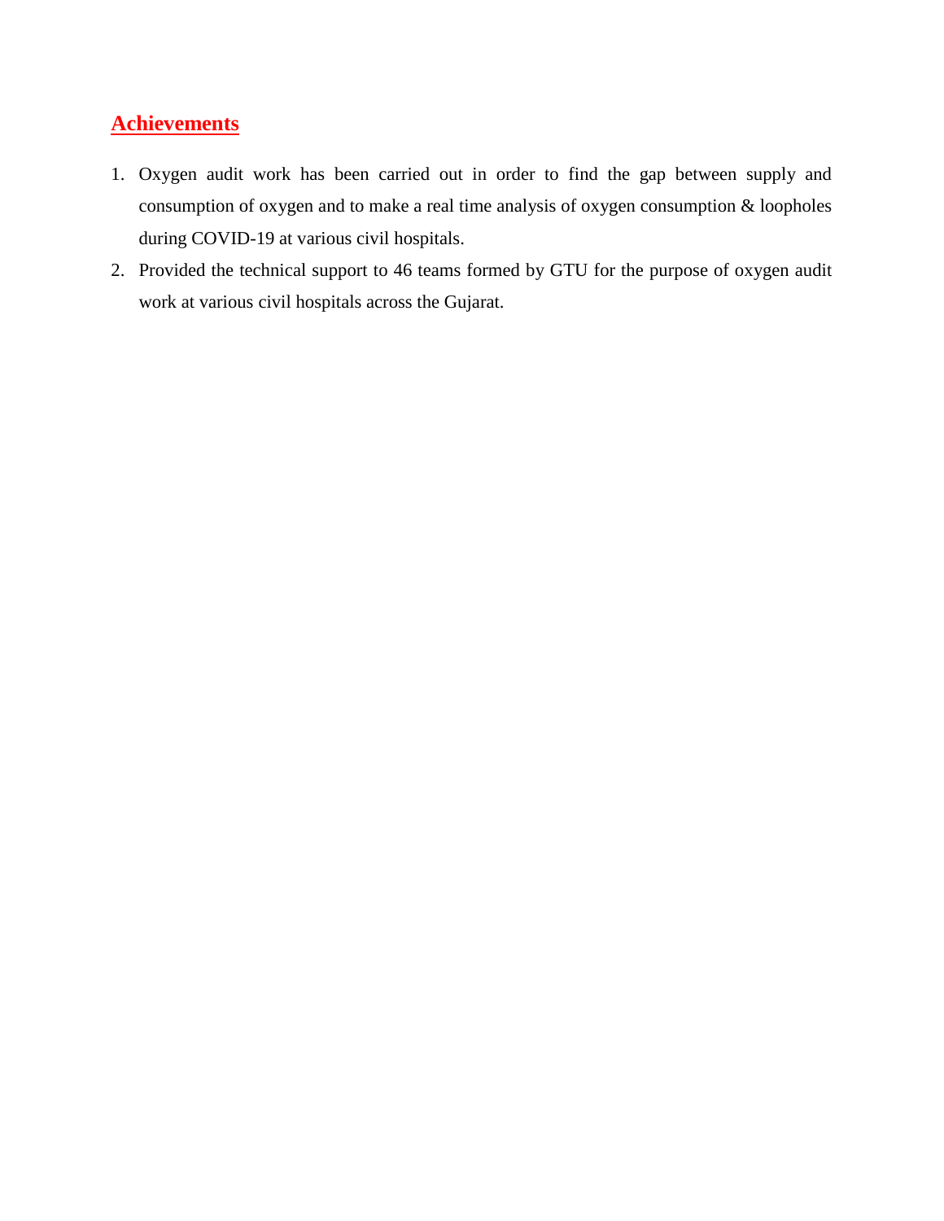## Achievements

1. Oxygen audit work has been carried out in order to find the gap between supply and consumption of oxygen and to make a real time analysis of oxygen consumption & loopholes during COVID-19 at various civil hospitals.
2. Provided the technical support to 46 teams formed by GTU for the purpose of oxygen audit work at various civil hospitals across the Gujarat.